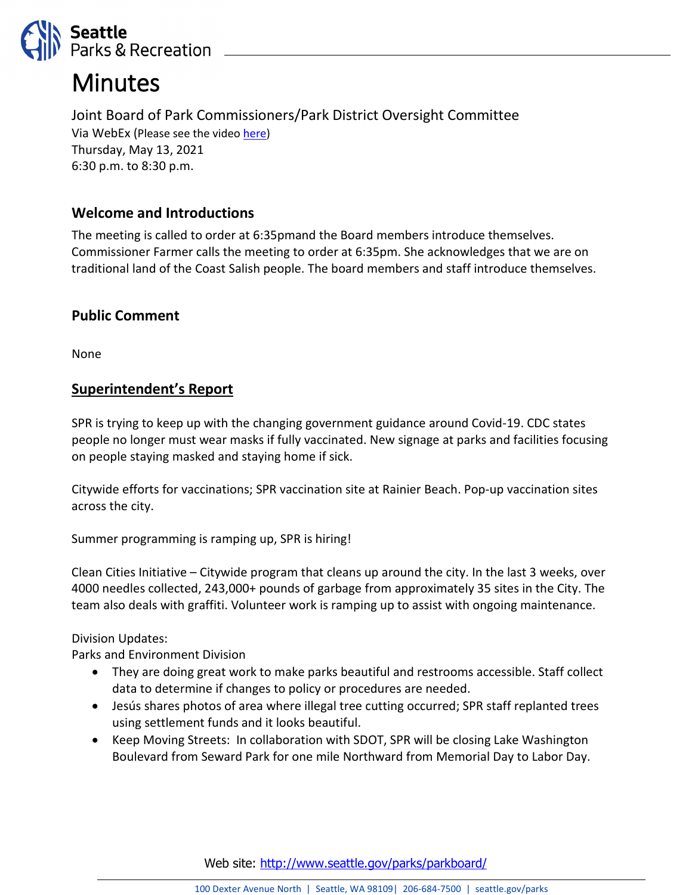# Minutes

Joint Board of Park Commissioners/Park District Oversight Committee
Via WebEx (Please see the video here)
Thursday, May 13, 2021
6:30 p.m. to 8:30 p.m.

## Welcome and Introductions

The meeting is called to order at 6:35pmand the Board members introduce themselves. Commissioner Farmer calls the meeting to order at 6:35pm. She acknowledges that we are on traditional land of the Coast Salish people. The board members and staff introduce themselves.

## Public Comment

None

## Superintendent's Report

SPR is trying to keep up with the changing government guidance around Covid-19. CDC states people no longer must wear masks if fully vaccinated. New signage at parks and facilities focusing on people staying masked and staying home if sick.

Citywide efforts for vaccinations; SPR vaccination site at Rainier Beach. Pop-up vaccination sites across the city.

Summer programming is ramping up, SPR is hiring!

Clean Cities Initiative – Citywide program that cleans up around the city. In the last 3 weeks, over 4000 needles collected, 243,000+ pounds of garbage from approximately 35 sites in the City. The team also deals with graffiti. Volunteer work is ramping up to assist with ongoing maintenance.

Division Updates:
Parks and Environment Division

- They are doing great work to make parks beautiful and restrooms accessible. Staff collect data to determine if changes to policy or procedures are needed.
- Jesús shares photos of area where illegal tree cutting occurred; SPR staff replanted trees using settlement funds and it looks beautiful.
- Keep Moving Streets: In collaboration with SDOT, SPR will be closing Lake Washington Boulevard from Seward Park for one mile Northward from Memorial Day to Labor Day.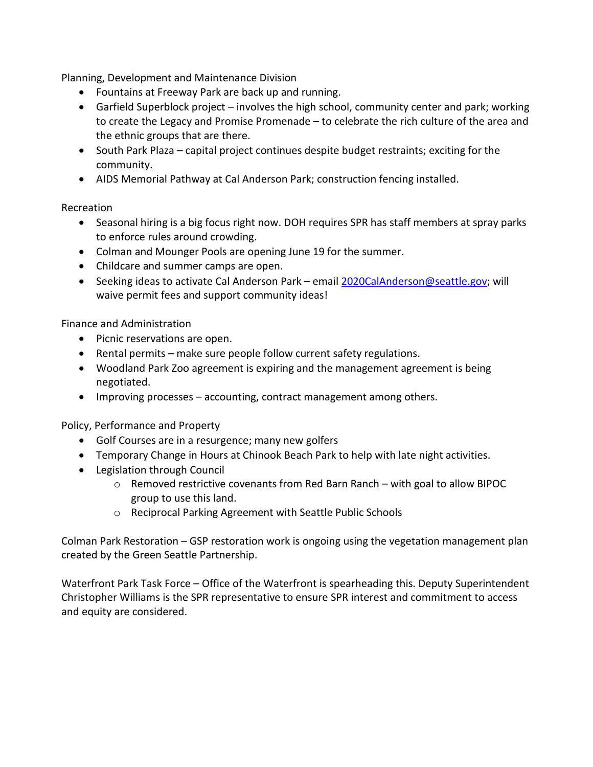Planning, Development and Maintenance Division

- Fountains at Freeway Park are back up and running.
- Garfield Superblock project – involves the high school, community center and park; working to create the Legacy and Promise Promenade – to celebrate the rich culture of the area and the ethnic groups that are there.
- South Park Plaza – capital project continues despite budget restraints; exciting for the community.
- AIDS Memorial Pathway at Cal Anderson Park; construction fencing installed.

Recreation

- Seasonal hiring is a big focus right now. DOH requires SPR has staff members at spray parks to enforce rules around crowding.
- Colman and Mounger Pools are opening June 19 for the summer.
- Childcare and summer camps are open.
- Seeking ideas to activate Cal Anderson Park – email [2020CalAnderson@seattle.gov](mailto:2020CalAnderson@seattle.gov); will waive permit fees and support community ideas!

Finance and Administration

- Picnic reservations are open.
- Rental permits – make sure people follow current safety regulations.
- Woodland Park Zoo agreement is expiring and the management agreement is being negotiated.
- Improving processes – accounting, contract management among others.

Policy, Performance and Property

- Golf Courses are in a resurgence; many new golfers
- Temporary Change in Hours at Chinook Beach Park to help with late night activities.
- Legislation through Council
    - Removed restrictive covenants from Red Barn Ranch – with goal to allow BIPOC group to use this land.
    - Reciprocal Parking Agreement with Seattle Public Schools

Colman Park Restoration – GSP restoration work is ongoing using the vegetation management plan created by the Green Seattle Partnership.

Waterfront Park Task Force – Office of the Waterfront is spearheading this. Deputy Superintendent Christopher Williams is the SPR representative to ensure SPR interest and commitment to access and equity are considered.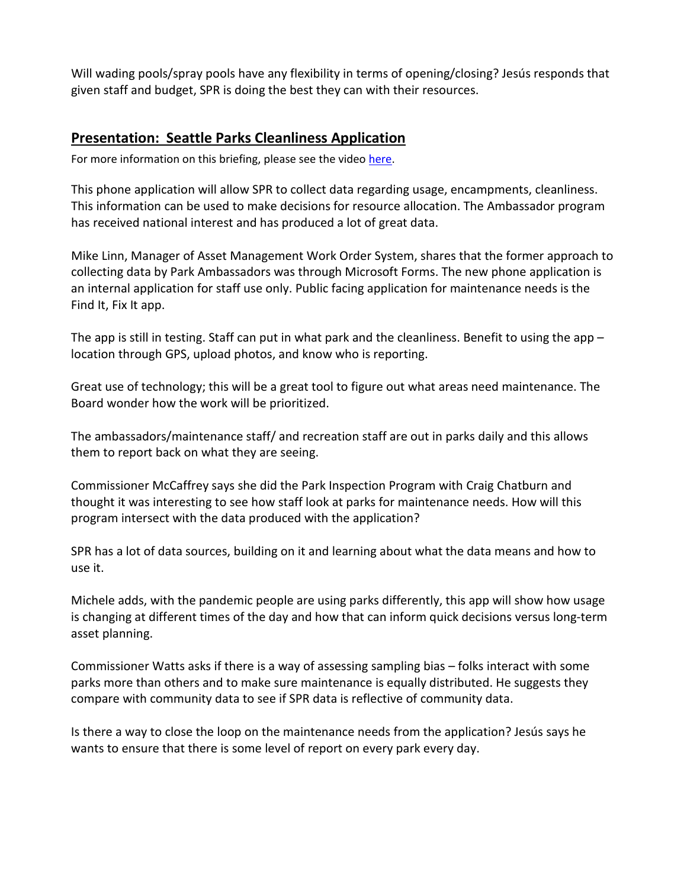Will wading pools/spray pools have any flexibility in terms of opening/closing? Jesús responds that given staff and budget, SPR is doing the best they can with their resources.

## Presentation: Seattle Parks Cleanliness Application

For more information on this briefing, please see the video [here]().

This phone application will allow SPR to collect data regarding usage, encampments, cleanliness. This information can be used to make decisions for resource allocation. The Ambassador program has received national interest and has produced a lot of great data.

Mike Linn, Manager of Asset Management Work Order System, shares that the former approach to collecting data by Park Ambassadors was through Microsoft Forms. The new phone application is an internal application for staff use only. Public facing application for maintenance needs is the Find It, Fix It app.

The app is still in testing. Staff can put in what park and the cleanliness. Benefit to using the app – location through GPS, upload photos, and know who is reporting.

Great use of technology; this will be a great tool to figure out what areas need maintenance. The Board wonder how the work will be prioritized.

The ambassadors/maintenance staff/ and recreation staff are out in parks daily and this allows them to report back on what they are seeing.

Commissioner McCaffrey says she did the Park Inspection Program with Craig Chatburn and thought it was interesting to see how staff look at parks for maintenance needs. How will this program intersect with the data produced with the application?

SPR has a lot of data sources, building on it and learning about what the data means and how to use it.

Michele adds, with the pandemic people are using parks differently, this app will show how usage is changing at different times of the day and how that can inform quick decisions versus long-term asset planning.

Commissioner Watts asks if there is a way of assessing sampling bias – folks interact with some parks more than others and to make sure maintenance is equally distributed. He suggests they compare with community data to see if SPR data is reflective of community data.

Is there a way to close the loop on the maintenance needs from the application? Jesús says he wants to ensure that there is some level of report on every park every day.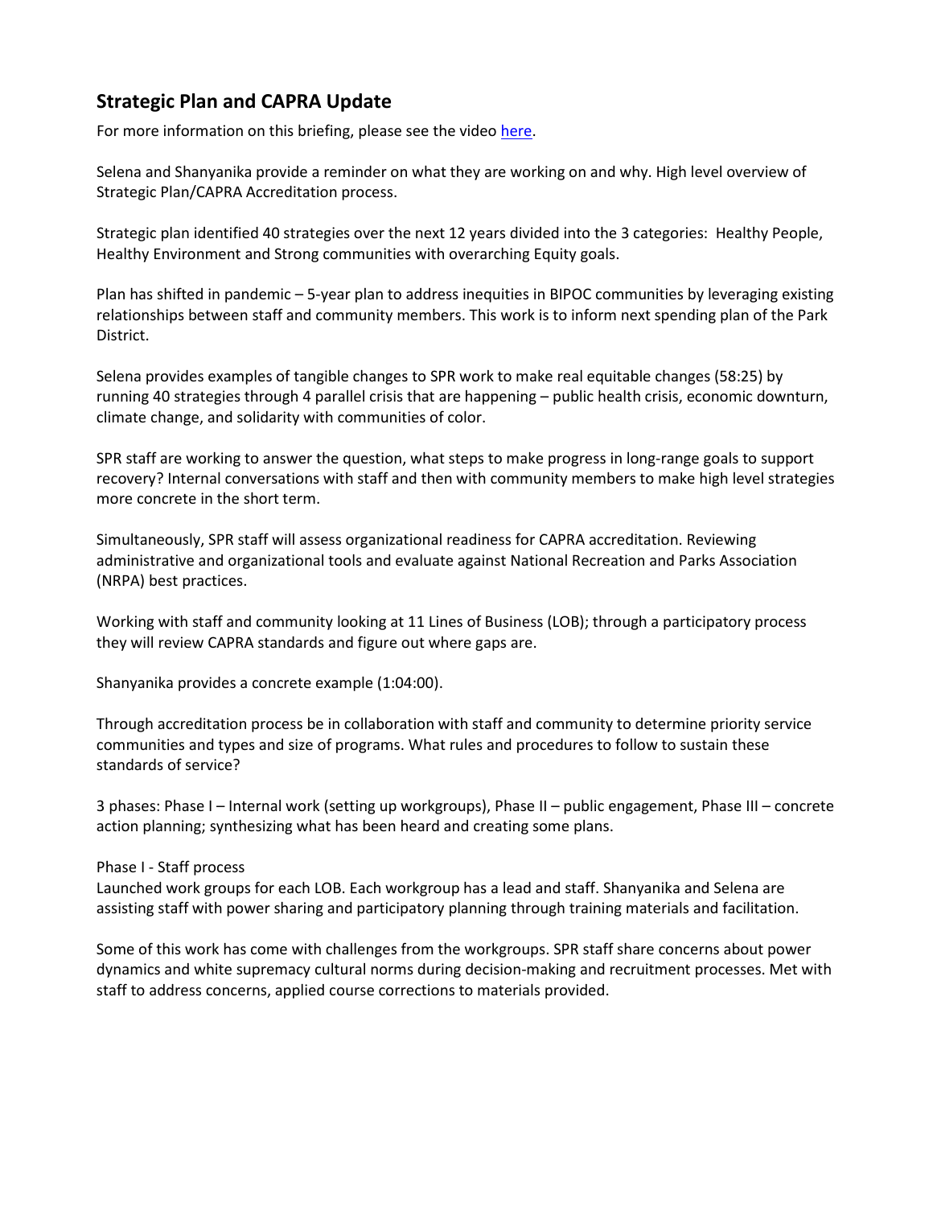## Strategic Plan and CAPRA Update

For more information on this briefing, please see the video [here](#).

Selena and Shanyanika provide a reminder on what they are working on and why. High level overview of Strategic Plan/CAPRA Accreditation process.

Strategic plan identified 40 strategies over the next 12 years divided into the 3 categories: Healthy People, Healthy Environment and Strong communities with overarching Equity goals.

Plan has shifted in pandemic – 5-year plan to address inequities in BIPOC communities by leveraging existing relationships between staff and community members. This work is to inform next spending plan of the Park District.

Selena provides examples of tangible changes to SPR work to make real equitable changes (58:25) by running 40 strategies through 4 parallel crisis that are happening – public health crisis, economic downturn, climate change, and solidarity with communities of color.

SPR staff are working to answer the question, what steps to make progress in long-range goals to support recovery? Internal conversations with staff and then with community members to make high level strategies more concrete in the short term.

Simultaneously, SPR staff will assess organizational readiness for CAPRA accreditation. Reviewing administrative and organizational tools and evaluate against National Recreation and Parks Association (NRPA) best practices.

Working with staff and community looking at 11 Lines of Business (LOB); through a participatory process they will review CAPRA standards and figure out where gaps are.

Shanyanika provides a concrete example (1:04:00).

Through accreditation process be in collaboration with staff and community to determine priority service communities and types and size of programs. What rules and procedures to follow to sustain these standards of service?

3 phases: Phase I – Internal work (setting up workgroups), Phase II – public engagement, Phase III – concrete action planning; synthesizing what has been heard and creating some plans.

Phase I - Staff process
Launched work groups for each LOB. Each workgroup has a lead and staff. Shanyanika and Selena are assisting staff with power sharing and participatory planning through training materials and facilitation.

Some of this work has come with challenges from the workgroups. SPR staff share concerns about power dynamics and white supremacy cultural norms during decision-making and recruitment processes. Met with staff to address concerns, applied course corrections to materials provided.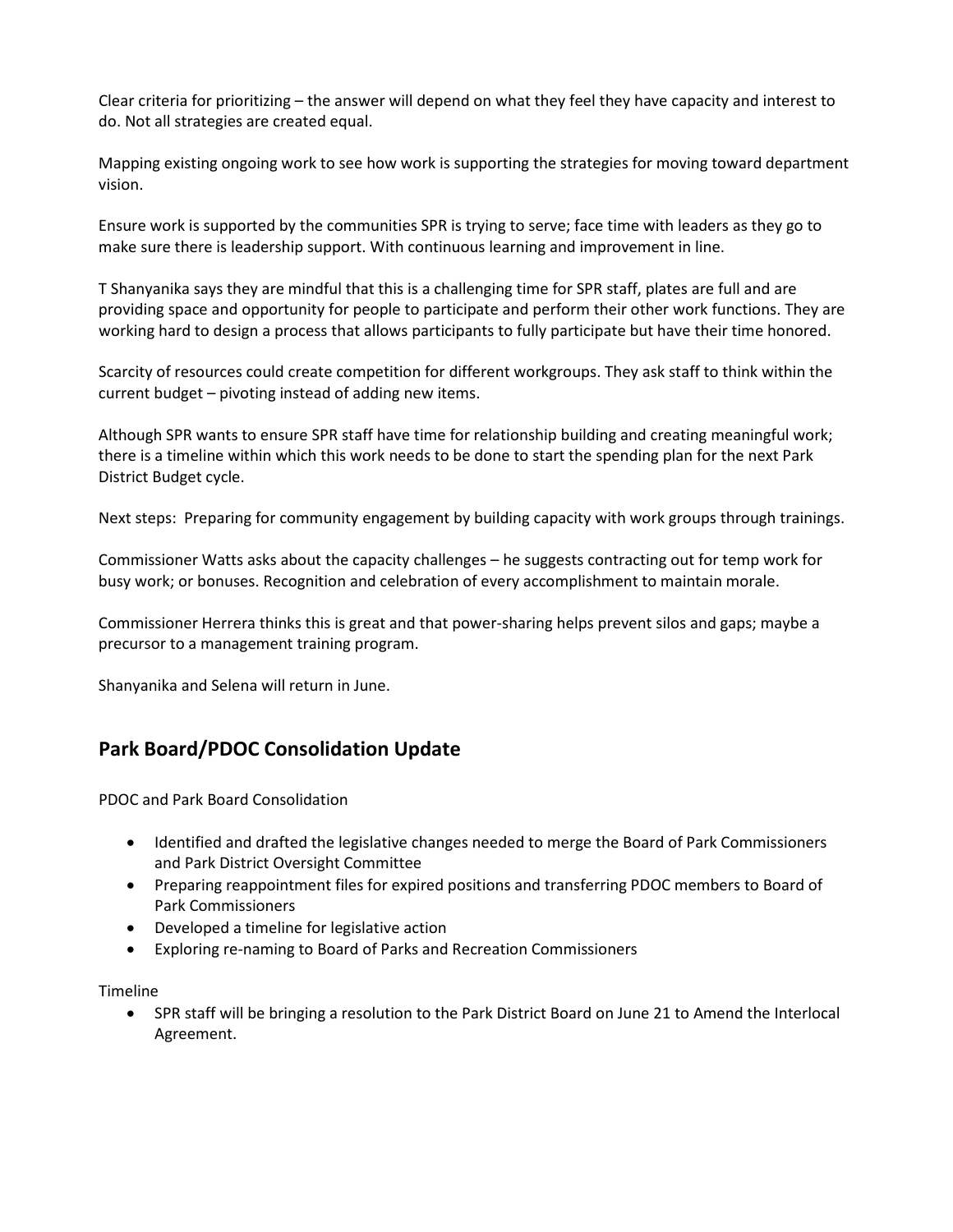Clear criteria for prioritizing – the answer will depend on what they feel they have capacity and interest to do. Not all strategies are created equal.

Mapping existing ongoing work to see how work is supporting the strategies for moving toward department vision.

Ensure work is supported by the communities SPR is trying to serve; face time with leaders as they go to make sure there is leadership support. With continuous learning and improvement in line.

T Shanyanika says they are mindful that this is a challenging time for SPR staff, plates are full and are providing space and opportunity for people to participate and perform their other work functions. They are working hard to design a process that allows participants to fully participate but have their time honored.

Scarcity of resources could create competition for different workgroups. They ask staff to think within the current budget – pivoting instead of adding new items.

Although SPR wants to ensure SPR staff have time for relationship building and creating meaningful work; there is a timeline within which this work needs to be done to start the spending plan for the next Park District Budget cycle.

Next steps: Preparing for community engagement by building capacity with work groups through trainings.

Commissioner Watts asks about the capacity challenges – he suggests contracting out for temp work for busy work; or bonuses. Recognition and celebration of every accomplishment to maintain morale.

Commissioner Herrera thinks this is great and that power-sharing helps prevent silos and gaps; maybe a precursor to a management training program.

Shanyanika and Selena will return in June.

## Park Board/PDOC Consolidation Update

PDOC and Park Board Consolidation

- Identified and drafted the legislative changes needed to merge the Board of Park Commissioners and Park District Oversight Committee
- Preparing reappointment files for expired positions and transferring PDOC members to Board of Park Commissioners
- Developed a timeline for legislative action
- Exploring re-naming to Board of Parks and Recreation Commissioners

Timeline

- SPR staff will be bringing a resolution to the Park District Board on June 21 to Amend the Interlocal Agreement.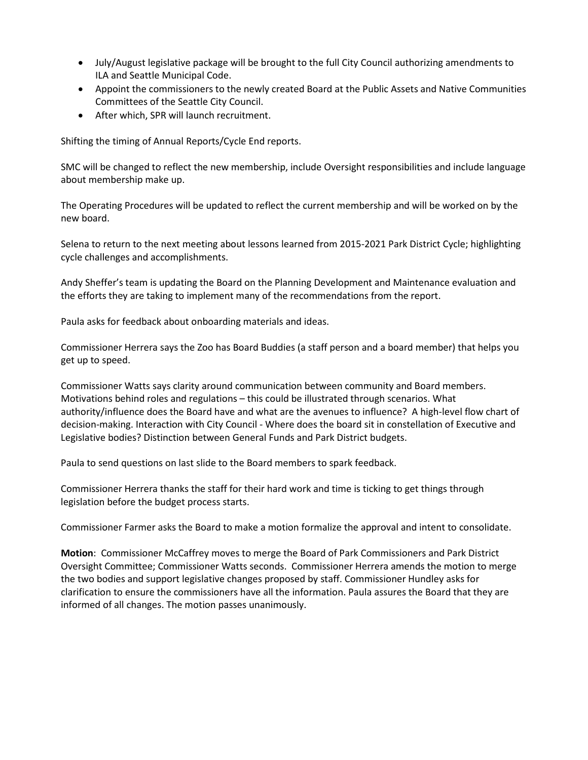- July/August legislative package will be brought to the full City Council authorizing amendments to ILA and Seattle Municipal Code.
- Appoint the commissioners to the newly created Board at the Public Assets and Native Communities Committees of the Seattle City Council.
- After which, SPR will launch recruitment.

Shifting the timing of Annual Reports/Cycle End reports.

SMC will be changed to reflect the new membership, include Oversight responsibilities and include language about membership make up.

The Operating Procedures will be updated to reflect the current membership and will be worked on by the new board.

Selena to return to the next meeting about lessons learned from 2015-2021 Park District Cycle; highlighting cycle challenges and accomplishments.

Andy Sheffer's team is updating the Board on the Planning Development and Maintenance evaluation and the efforts they are taking to implement many of the recommendations from the report.

Paula asks for feedback about onboarding materials and ideas.

Commissioner Herrera says the Zoo has Board Buddies (a staff person and a board member) that helps you get up to speed.

Commissioner Watts says clarity around communication between community and Board members. Motivations behind roles and regulations – this could be illustrated through scenarios. What authority/influence does the Board have and what are the avenues to influence? A high-level flow chart of decision-making. Interaction with City Council - Where does the board sit in constellation of Executive and Legislative bodies? Distinction between General Funds and Park District budgets.

Paula to send questions on last slide to the Board members to spark feedback.

Commissioner Herrera thanks the staff for their hard work and time is ticking to get things through legislation before the budget process starts.

Commissioner Farmer asks the Board to make a motion formalize the approval and intent to consolidate.

**Motion**: Commissioner McCaffrey moves to merge the Board of Park Commissioners and Park District Oversight Committee; Commissioner Watts seconds. Commissioner Herrera amends the motion to merge the two bodies and support legislative changes proposed by staff. Commissioner Hundley asks for clarification to ensure the commissioners have all the information. Paula assures the Board that they are informed of all changes. The motion passes unanimously.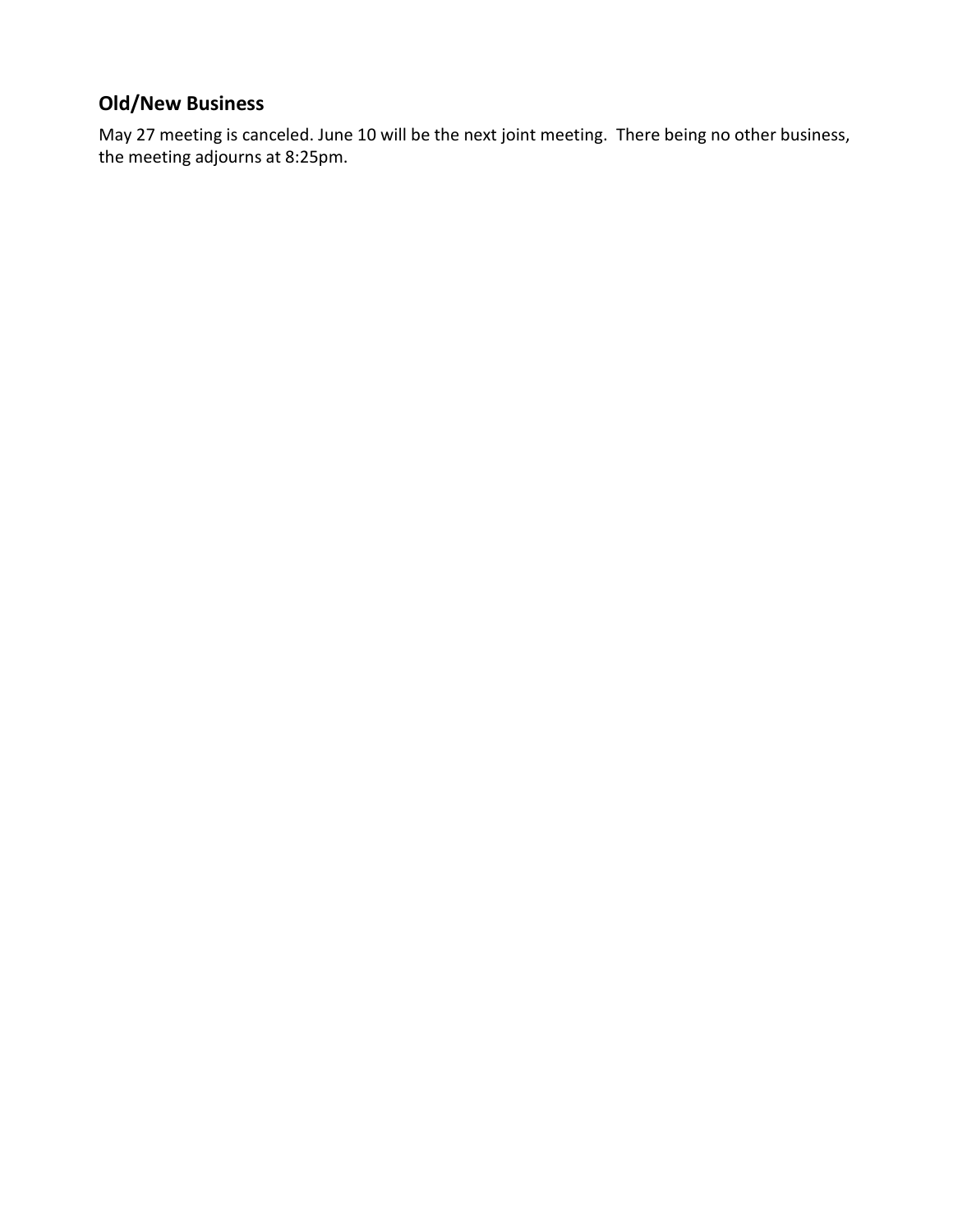## Old/New Business

May 27 meeting is canceled. June 10 will be the next joint meeting. There being no other business, the meeting adjourns at 8:25pm.